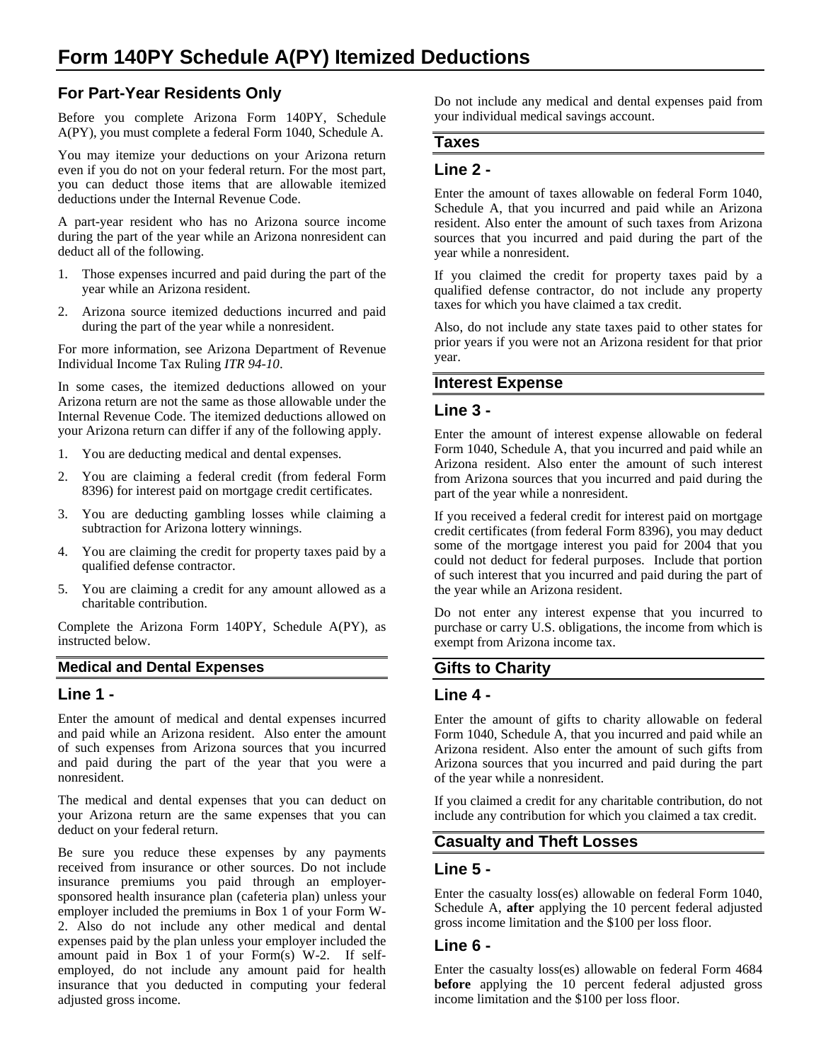# Form 140PY Schedule A(PY) Itemized Deductions

## For Part-Year Residents Only

Before you complete Arizona Form 140PY, Schedule A(PY), you must complete a federal Form 1040, Schedule A.

You may itemize your deductions on your Arizona return even if you do not on your federal return. For the most part, you can deduct those items that are allowable itemized deductions under the Internal Revenue Code.

A part-year resident who has no Arizona source income during the part of the year while an Arizona nonresident can deduct all of the following.

1. Those expenses incurred and paid during the part of the year while an Arizona resident.
2. Arizona source itemized deductions incurred and paid during the part of the year while a nonresident.

For more information, see Arizona Department of Revenue Individual Income Tax Ruling *ITR 94-10*.

In some cases, the itemized deductions allowed on your Arizona return are not the same as those allowable under the Internal Revenue Code. The itemized deductions allowed on your Arizona return can differ if any of the following apply.

1. You are deducting medical and dental expenses.
2. You are claiming a federal credit (from federal Form 8396) for interest paid on mortgage credit certificates.
3. You are deducting gambling losses while claiming a subtraction for Arizona lottery winnings.
4. You are claiming the credit for property taxes paid by a qualified defense contractor.
5. You are claiming a credit for any amount allowed as a charitable contribution.

Complete the Arizona Form 140PY, Schedule A(PY), as instructed below.

### Medical and Dental Expenses

### Line 1 -

Enter the amount of medical and dental expenses incurred and paid while an Arizona resident. Also enter the amount of such expenses from Arizona sources that you incurred and paid during the part of the year that you were a nonresident.

The medical and dental expenses that you can deduct on your Arizona return are the same expenses that you can deduct on your federal return.

Be sure you reduce these expenses by any payments received from insurance or other sources. Do not include insurance premiums you paid through an employer-sponsored health insurance plan (cafeteria plan) unless your employer included the premiums in Box 1 of your Form W-2. Also do not include any other medical and dental expenses paid by the plan unless your employer included the amount paid in Box 1 of your Form(s) W-2. If self-employed, do not include any amount paid for health insurance that you deducted in computing your federal adjusted gross income.

Do not include any medical and dental expenses paid from your individual medical savings account.

### Taxes

### Line 2 -

Enter the amount of taxes allowable on federal Form 1040, Schedule A, that you incurred and paid while an Arizona resident. Also enter the amount of such taxes from Arizona sources that you incurred and paid during the part of the year while a nonresident.

If you claimed the credit for property taxes paid by a qualified defense contractor, do not include any property taxes for which you have claimed a tax credit.

Also, do not include any state taxes paid to other states for prior years if you were not an Arizona resident for that prior year.

### Interest Expense

### Line 3 -

Enter the amount of interest expense allowable on federal Form 1040, Schedule A, that you incurred and paid while an Arizona resident. Also enter the amount of such interest from Arizona sources that you incurred and paid during the part of the year while a nonresident.

If you received a federal credit for interest paid on mortgage credit certificates (from federal Form 8396), you may deduct some of the mortgage interest you paid for 2004 that you could not deduct for federal purposes. Include that portion of such interest that you incurred and paid during the part of the year while an Arizona resident.

Do not enter any interest expense that you incurred to purchase or carry U.S. obligations, the income from which is exempt from Arizona income tax.

### Gifts to Charity

### Line 4 -

Enter the amount of gifts to charity allowable on federal Form 1040, Schedule A, that you incurred and paid while an Arizona resident. Also enter the amount of such gifts from Arizona sources that you incurred and paid during the part of the year while a nonresident.

If you claimed a credit for any charitable contribution, do not include any contribution for which you claimed a tax credit.

### Casualty and Theft Losses

### Line 5 -

Enter the casualty loss(es) allowable on federal Form 1040, Schedule A, **after** applying the 10 percent federal adjusted gross income limitation and the $100 per loss floor.

### Line 6 -

Enter the casualty loss(es) allowable on federal Form 4684 **before** applying the 10 percent federal adjusted gross income limitation and the $100 per loss floor.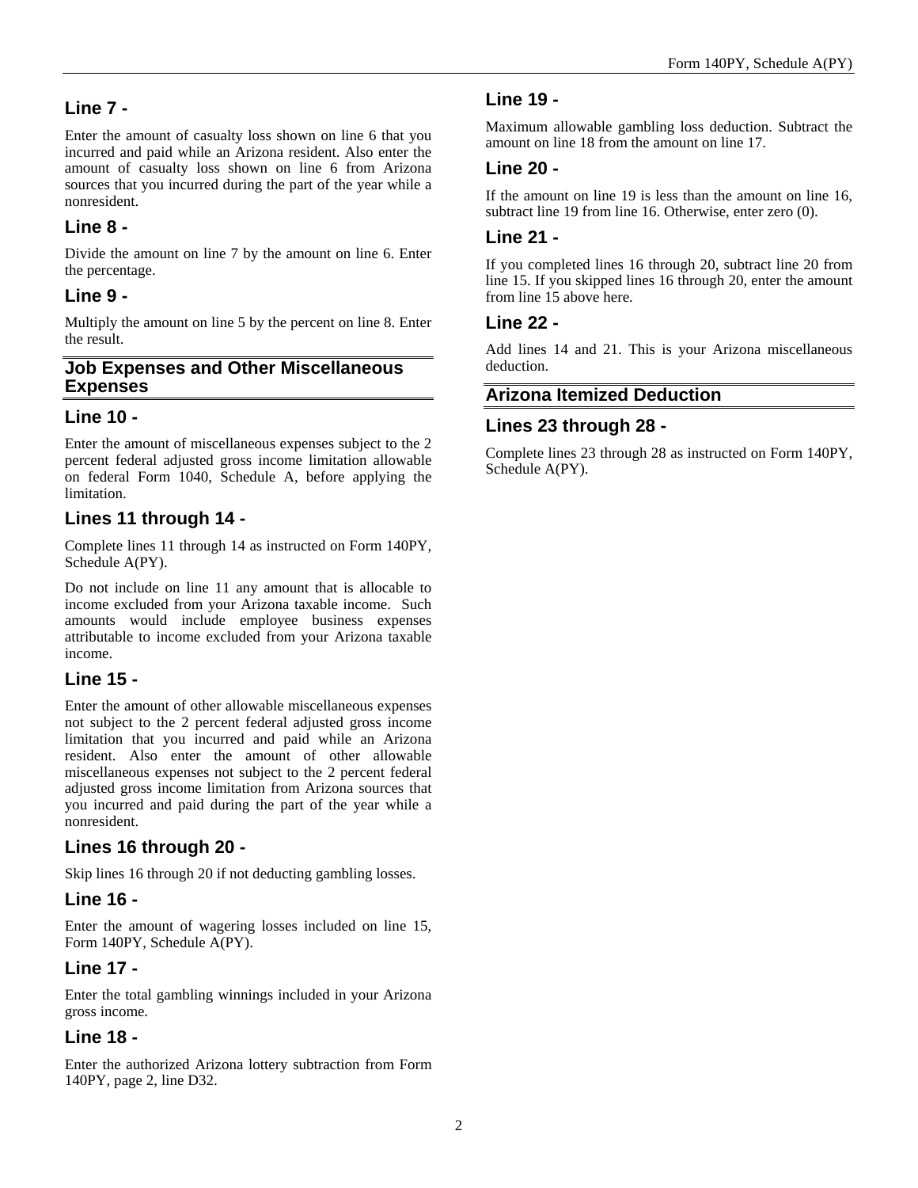### Line 7 -

Enter the amount of casualty loss shown on line 6 that you incurred and paid while an Arizona resident. Also enter the amount of casualty loss shown on line 6 from Arizona sources that you incurred during the part of the year while a nonresident.

### Line 8 -

Divide the amount on line 7 by the amount on line 6. Enter the percentage.

### Line 9 -

Multiply the amount on line 5 by the percent on line 8. Enter the result.

## Job Expenses and Other Miscellaneous Expenses

### Line 10 -

Enter the amount of miscellaneous expenses subject to the 2 percent federal adjusted gross income limitation allowable on federal Form 1040, Schedule A, before applying the limitation.

### Lines 11 through 14 -

Complete lines 11 through 14 as instructed on Form 140PY, Schedule A(PY).

Do not include on line 11 any amount that is allocable to income excluded from your Arizona taxable income. Such amounts would include employee business expenses attributable to income excluded from your Arizona taxable income.

### Line 15 -

Enter the amount of other allowable miscellaneous expenses not subject to the 2 percent federal adjusted gross income limitation that you incurred and paid while an Arizona resident. Also enter the amount of other allowable miscellaneous expenses not subject to the 2 percent federal adjusted gross income limitation from Arizona sources that you incurred and paid during the part of the year while a nonresident.

### Lines 16 through 20 -

Skip lines 16 through 20 if not deducting gambling losses.

### Line 16 -

Enter the amount of wagering losses included on line 15, Form 140PY, Schedule A(PY).

### Line 17 -

Enter the total gambling winnings included in your Arizona gross income.

### Line 18 -

Enter the authorized Arizona lottery subtraction from Form 140PY, page 2, line D32.

### Line 19 -

Maximum allowable gambling loss deduction. Subtract the amount on line 18 from the amount on line 17.

### Line 20 -

If the amount on line 19 is less than the amount on line 16, subtract line 19 from line 16. Otherwise, enter zero (0).

### Line 21 -

If you completed lines 16 through 20, subtract line 20 from line 15. If you skipped lines 16 through 20, enter the amount from line 15 above here.

### Line 22 -

Add lines 14 and 21. This is your Arizona miscellaneous deduction.

## Arizona Itemized Deduction

### Lines 23 through 28 -

Complete lines 23 through 28 as instructed on Form 140PY, Schedule A(PY).